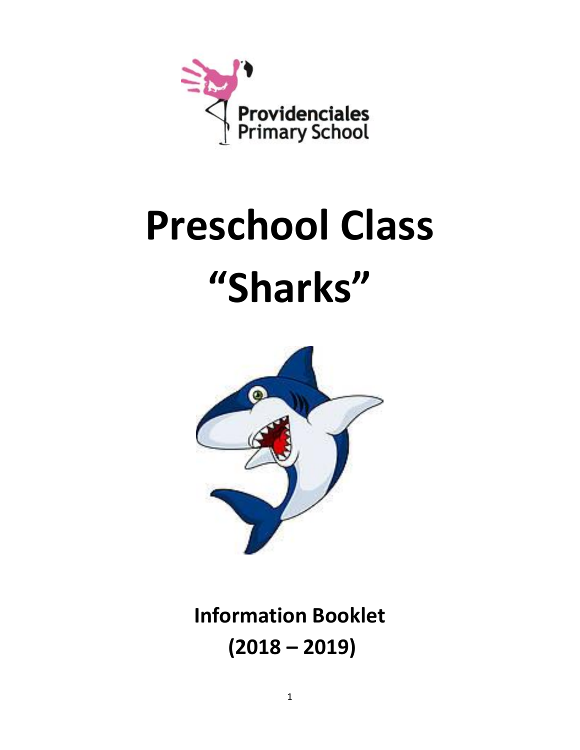Providenciales Primary School

# Preschool Class

# "Sharks"

## Information Booklet

## (2018 – 2019)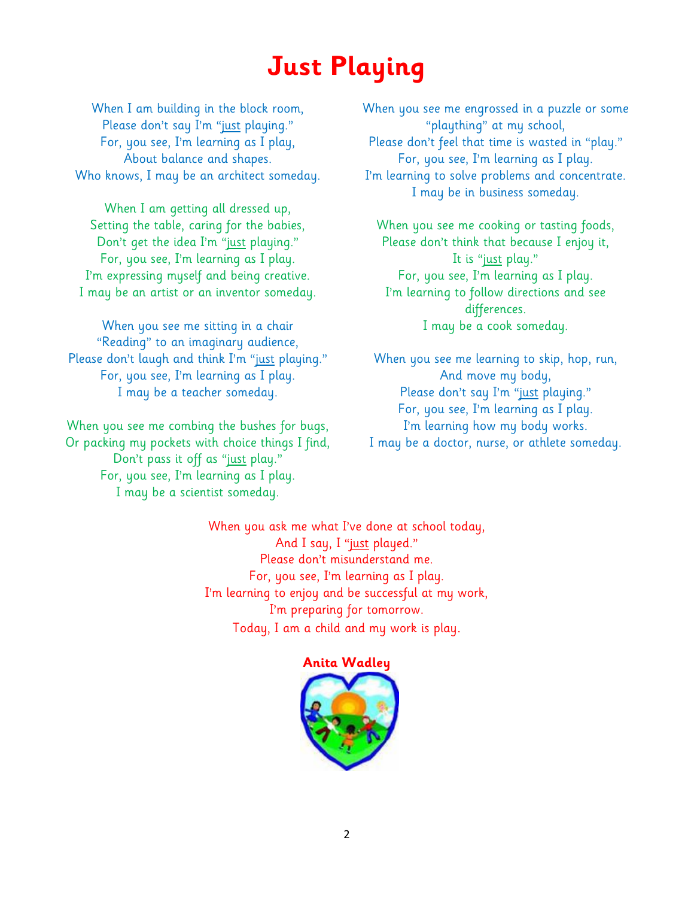# Just Playing

When I am building in the block room,
Please don't say I'm "just playing."
For, you see, I'm learning as I play,
About balance and shapes.
Who knows, I may be an architect someday.

When I am getting all dressed up,
Setting the table, caring for the babies,
Don't get the idea I'm "just playing."
For, you see, I'm learning as I play.
I'm expressing myself and being creative.
I may be an artist or an inventor someday.

When you see me sitting in a chair
"Reading" to an imaginary audience,
Please don't laugh and think I'm "just playing."
For, you see, I'm learning as I play.
I may be a teacher someday.

When you see me combing the bushes for bugs,
Or packing my pockets with choice things I find,
Don't pass it off as "just play."
For, you see, I'm learning as I play.
I may be a scientist someday.

When you see me engrossed in a puzzle or some
"plaything" at my school,
Please don't feel that time is wasted in "play."
For, you see, I'm learning as I play.
I'm learning to solve problems and concentrate.
I may be in business someday.

When you see me cooking or tasting foods,
Please don't think that because I enjoy it,
It is "just play."
For, you see, I'm learning as I play.
I'm learning to follow directions and see
differences.
I may be a cook someday.

When you see me learning to skip, hop, run,
And move my body,
Please don't say I'm "just playing."
For, you see, I'm learning as I play.
I'm learning how my body works.
I may be a doctor, nurse, or athlete someday.

When you ask me what I've done at school today,
And I say, I "just played."
Please don't misunderstand me.
For, you see, I'm learning as I play.
I'm learning to enjoy and be successful at my work,
I'm preparing for tomorrow.
Today, I am a child and my work is play.

**Anita Wadley**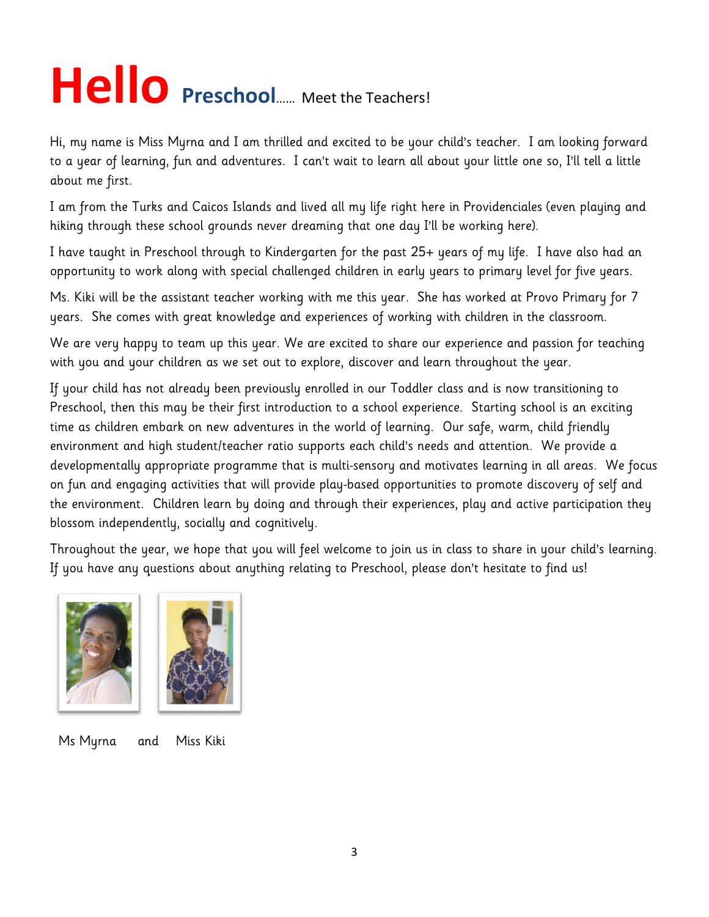# **Hello** Preschool...... Meet the Teachers!

Hi, my name is Miss Myrna and I am thrilled and excited to be your child's teacher. I am looking forward to a year of learning, fun and adventures. I can't wait to learn all about your little one so, I'll tell a little about me first.

I am from the Turks and Caicos Islands and lived all my life right here in Providenciales (even playing and hiking through these school grounds never dreaming that one day I'll be working here).

I have taught in Preschool through to Kindergarten for the past 25+ years of my life. I have also had an opportunity to work along with special challenged children in early years to primary level for five years.

Ms. Kiki will be the assistant teacher working with me this year. She has worked at Provo Primary for 7 years. She comes with great knowledge and experiences of working with children in the classroom.

We are very happy to team up this year. We are excited to share our experience and passion for teaching with you and your children as we set out to explore, discover and learn throughout the year.

If your child has not already been previously enrolled in our Toddler class and is now transitioning to Preschool, then this may be their first introduction to a school experience. Starting school is an exciting time as children embark on new adventures in the world of learning. Our safe, warm, child friendly environment and high student/teacher ratio supports each child's needs and attention. We provide a developmentally appropriate programme that is multi-sensory and motivates learning in all areas. We focus on fun and engaging activities that will provide play-based opportunities to promote discovery of self and the environment. Children learn by doing and through their experiences, play and active participation they blossom independently, socially and cognitively.

Throughout the year, we hope that you will feel welcome to join us in class to share in your child's learning. If you have any questions about anything relating to Preschool, please don't hesitate to find us!

Ms Myrna and Miss Kiki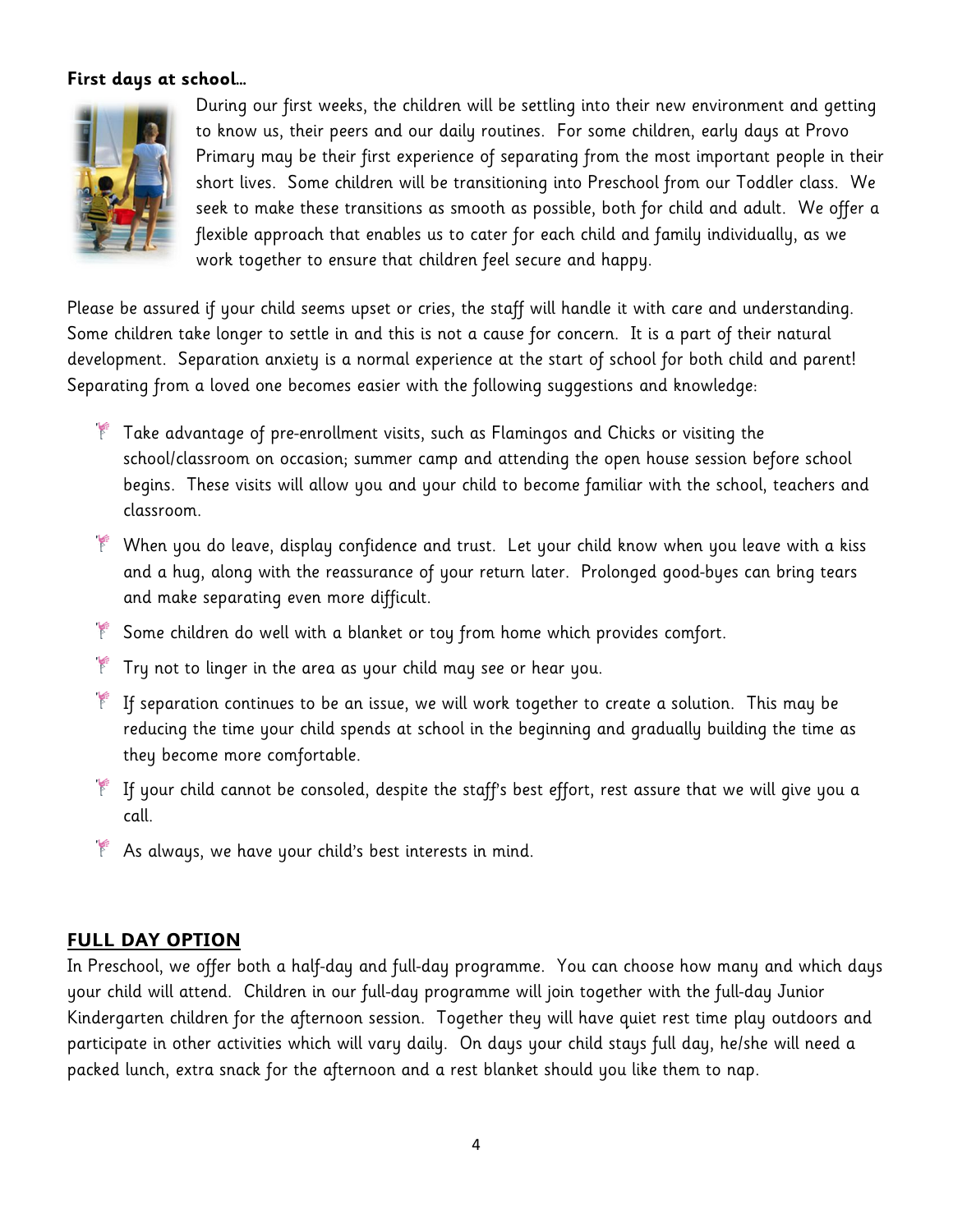**First days at school…**

During our first weeks, the children will be settling into their new environment and getting to know us, their peers and our daily routines. For some children, early days at Provo Primary may be their first experience of separating from the most important people in their short lives. Some children will be transitioning into Preschool from our Toddler class. We seek to make these transitions as smooth as possible, both for child and adult. We offer a flexible approach that enables us to cater for each child and family individually, as we work together to ensure that children feel secure and happy.

Please be assured if your child seems upset or cries, the staff will handle it with care and understanding. Some children take longer to settle in and this is not a cause for concern. It is a part of their natural development. Separation anxiety is a normal experience at the start of school for both child and parent! Separating from a loved one becomes easier with the following suggestions and knowledge:

- Take advantage of pre-enrollment visits, such as Flamingos and Chicks or visiting the school/classroom on occasion; summer camp and attending the open house session before school begins. These visits will allow you and your child to become familiar with the school, teachers and classroom.
- When you do leave, display confidence and trust. Let your child know when you leave with a kiss and a hug, along with the reassurance of your return later. Prolonged good-byes can bring tears and make separating even more difficult.
- Some children do well with a blanket or toy from home which provides comfort.
- Try not to linger in the area as your child may see or hear you.
- If separation continues to be an issue, we will work together to create a solution. This may be reducing the time your child spends at school in the beginning and gradually building the time as they become more comfortable.
- If your child cannot be consoled, despite the staff's best effort, rest assure that we will give you a call.
- As always, we have your child's best interests in mind.

## FULL DAY OPTION

In Preschool, we offer both a half-day and full-day programme. You can choose how many and which days your child will attend. Children in our full-day programme will join together with the full-day Junior Kindergarten children for the afternoon session. Together they will have quiet rest time play outdoors and participate in other activities which will vary daily. On days your child stays full day, he/she will need a packed lunch, extra snack for the afternoon and a rest blanket should you like them to nap.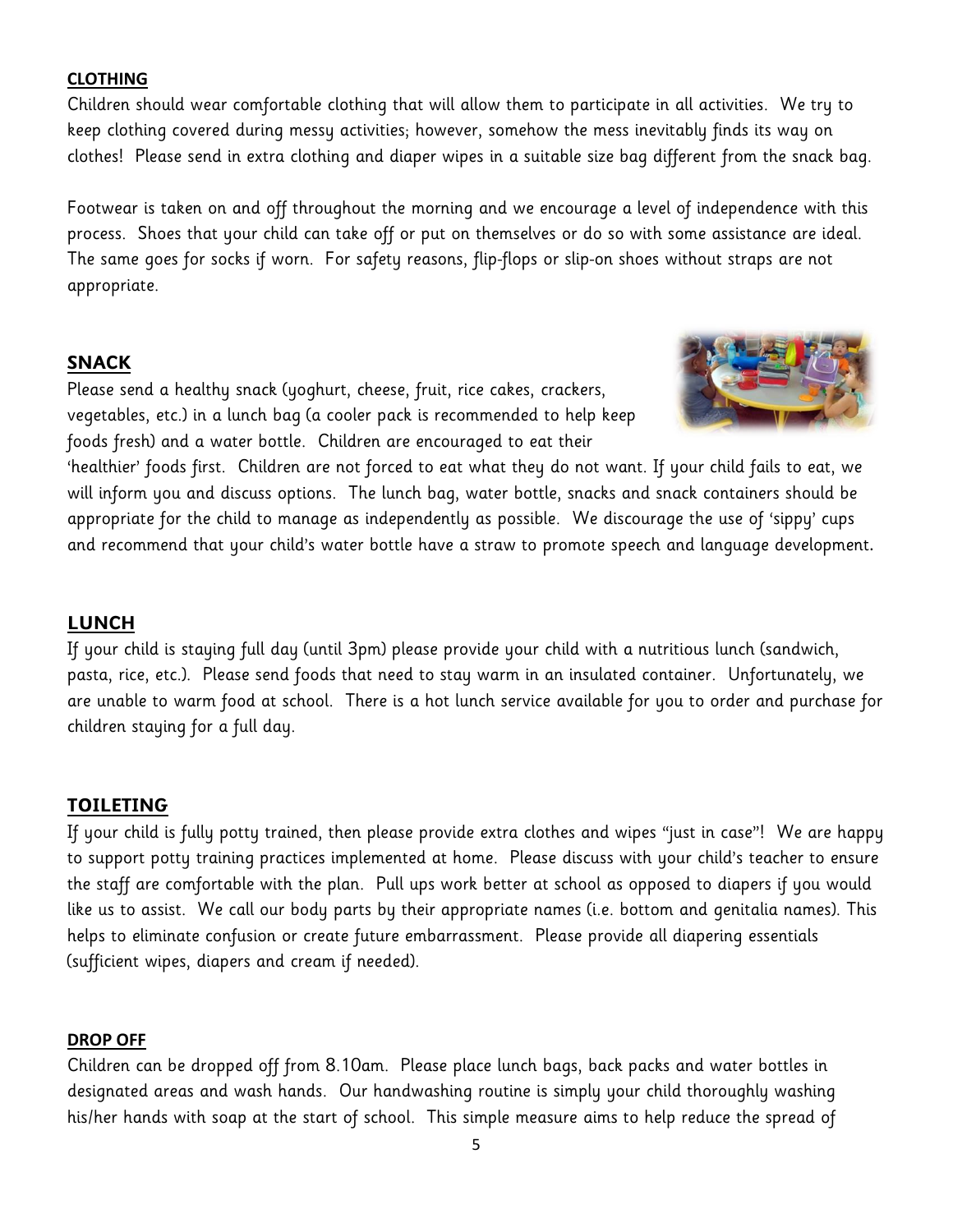## CLOTHING

Children should wear comfortable clothing that will allow them to participate in all activities. We try to keep clothing covered during messy activities; however, somehow the mess inevitably finds its way on clothes! Please send in extra clothing and diaper wipes in a suitable size bag different from the snack bag.

Footwear is taken on and off throughout the morning and we encourage a level of independence with this process. Shoes that your child can take off or put on themselves or do so with some assistance are ideal. The same goes for socks if worn. For safety reasons, flip-flops or slip-on shoes without straps are not appropriate.

## SNACK

Please send a healthy snack (yoghurt, cheese, fruit, rice cakes, crackers, vegetables, etc.) in a lunch bag (a cooler pack is recommended to help keep foods fresh) and a water bottle. Children are encouraged to eat their 'healthier' foods first. Children are not forced to eat what they do not want. If your child fails to eat, we will inform you and discuss options. The lunch bag, water bottle, snacks and snack containers should be appropriate for the child to manage as independently as possible. We discourage the use of 'sippy' cups and recommend that your child's water bottle have a straw to promote speech and language development.

## LUNCH

If your child is staying full day (until 3pm) please provide your child with a nutritious lunch (sandwich, pasta, rice, etc.). Please send foods that need to stay warm in an insulated container. Unfortunately, we are unable to warm food at school. There is a hot lunch service available for you to order and purchase for children staying for a full day.

## TOILETING

If your child is fully potty trained, then please provide extra clothes and wipes "just in case"! We are happy to support potty training practices implemented at home. Please discuss with your child's teacher to ensure the staff are comfortable with the plan. Pull ups work better at school as opposed to diapers if you would like us to assist. We call our body parts by their appropriate names (i.e. bottom and genitalia names). This helps to eliminate confusion or create future embarrassment. Please provide all diapering essentials (sufficient wipes, diapers and cream if needed).

## DROP OFF

Children can be dropped off from 8.10am. Please place lunch bags, back packs and water bottles in designated areas and wash hands. Our handwashing routine is simply your child thoroughly washing his/her hands with soap at the start of school. This simple measure aims to help reduce the spread of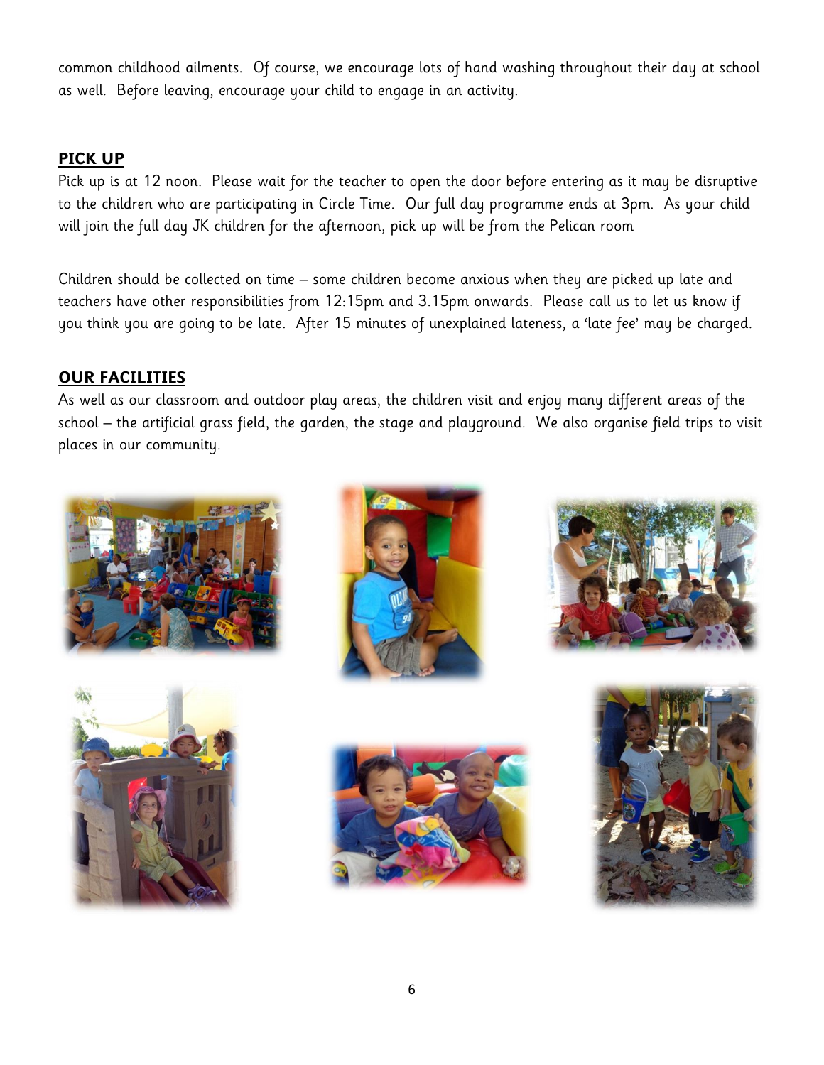common childhood ailments. Of course, we encourage lots of hand washing throughout their day at school as well. Before leaving, encourage your child to engage in an activity.

## PICK UP

Pick up is at 12 noon. Please wait for the teacher to open the door before entering as it may be disruptive to the children who are participating in Circle Time. Our full day programme ends at 3pm. As your child will join the full day JK children for the afternoon, pick up will be from the Pelican room

Children should be collected on time – some children become anxious when they are picked up late and teachers have other responsibilities from 12:15pm and 3.15pm onwards. Please call us to let us know if you think you are going to be late. After 15 minutes of unexplained lateness, a 'late fee' may be charged.

## OUR FACILITIES

As well as our classroom and outdoor play areas, the children visit and enjoy many different areas of the school – the artificial grass field, the garden, the stage and playground. We also organise field trips to visit places in our community.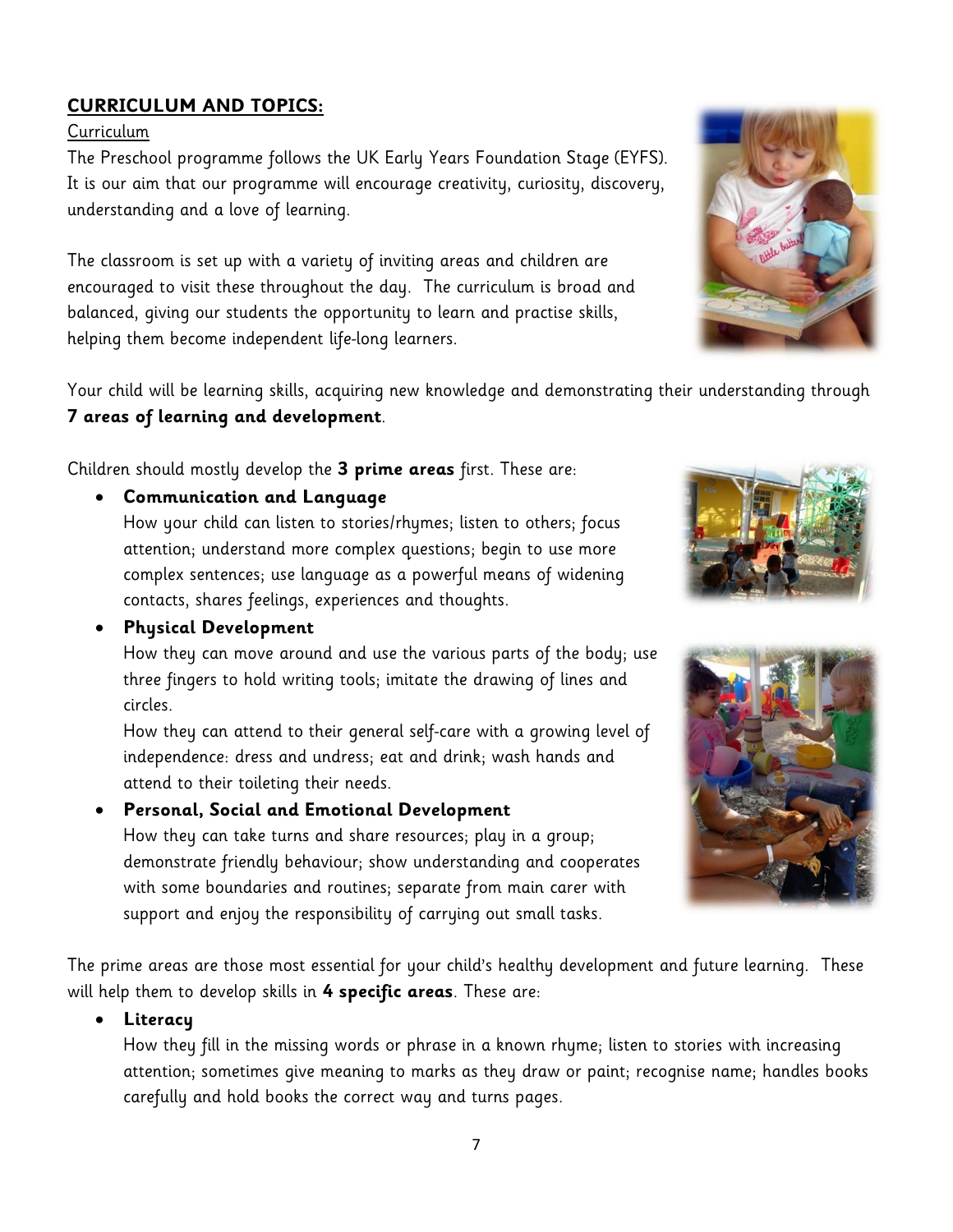## CURRICULUM AND TOPICS:

Curriculum

The Preschool programme follows the UK Early Years Foundation Stage (EYFS). It is our aim that our programme will encourage creativity, curiosity, discovery, understanding and a love of learning.

The classroom is set up with a variety of inviting areas and children are encouraged to visit these throughout the day. The curriculum is broad and balanced, giving our students the opportunity to learn and practise skills, helping them become independent life-long learners.

Your child will be learning skills, acquiring new knowledge and demonstrating their understanding through **7 areas of learning and development**.

Children should mostly develop the **3 prime areas** first. These are:

- **Communication and Language**
  How your child can listen to stories/rhymes; listen to others; focus attention; understand more complex questions; begin to use more complex sentences; use language as a powerful means of widening contacts, shares feelings, experiences and thoughts.
- **Physical Development**
  How they can move around and use the various parts of the body; use three fingers to hold writing tools; imitate the drawing of lines and circles.
  How they can attend to their general self-care with a growing level of independence: dress and undress; eat and drink; wash hands and attend to their toileting their needs.
- **Personal, Social and Emotional Development**
  How they can take turns and share resources; play in a group; demonstrate friendly behaviour; show understanding and cooperates with some boundaries and routines; separate from main carer with support and enjoy the responsibility of carrying out small tasks.

The prime areas are those most essential for your child's healthy development and future learning. These will help them to develop skills in **4 specific areas**. These are:

- **Literacy**
  How they fill in the missing words or phrase in a known rhyme; listen to stories with increasing attention; sometimes give meaning to marks as they draw or paint; recognise name; handles books carefully and hold books the correct way and turns pages.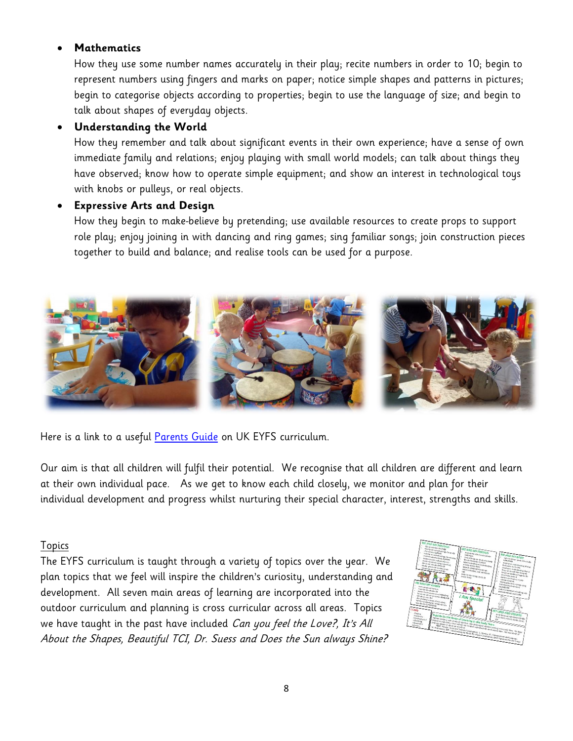- **Mathematics**
  How they use some number names accurately in their play; recite numbers in order to 10; begin to represent numbers using fingers and marks on paper; notice simple shapes and patterns in pictures; begin to categorise objects according to properties; begin to use the language of size; and begin to talk about shapes of everyday objects.
- **Understanding the World**
  How they remember and talk about significant events in their own experience; have a sense of own immediate family and relations; enjoy playing with small world models; can talk about things they have observed; know how to operate simple equipment; and show an interest in technological toys with knobs or pulleys, or real objects.
- **Expressive Arts and Design**
  How they begin to make-believe by pretending; use available resources to create props to support role play; enjoy joining in with dancing and ring games; sing familiar songs; join construction pieces together to build and balance; and realise tools can be used for a purpose.

Here is a link to a useful Parents Guide on UK EYFS curriculum.

Our aim is that all children will fulfil their potential. We recognise that all children are different and learn at their own individual pace. As we get to know each child closely, we monitor and plan for their individual development and progress whilst nurturing their special character, interest, strengths and skills.

## Topics

The EYFS curriculum is taught through a variety of topics over the year. We plan topics that we feel will inspire the children's curiosity, understanding and development. All seven main areas of learning are incorporated into the outdoor curriculum and planning is cross curricular across all areas. Topics we have taught in the past have included *Can you feel the Love?, It's All About the Shapes, Beautiful TCI, Dr. Suess and Does the Sun always Shine?*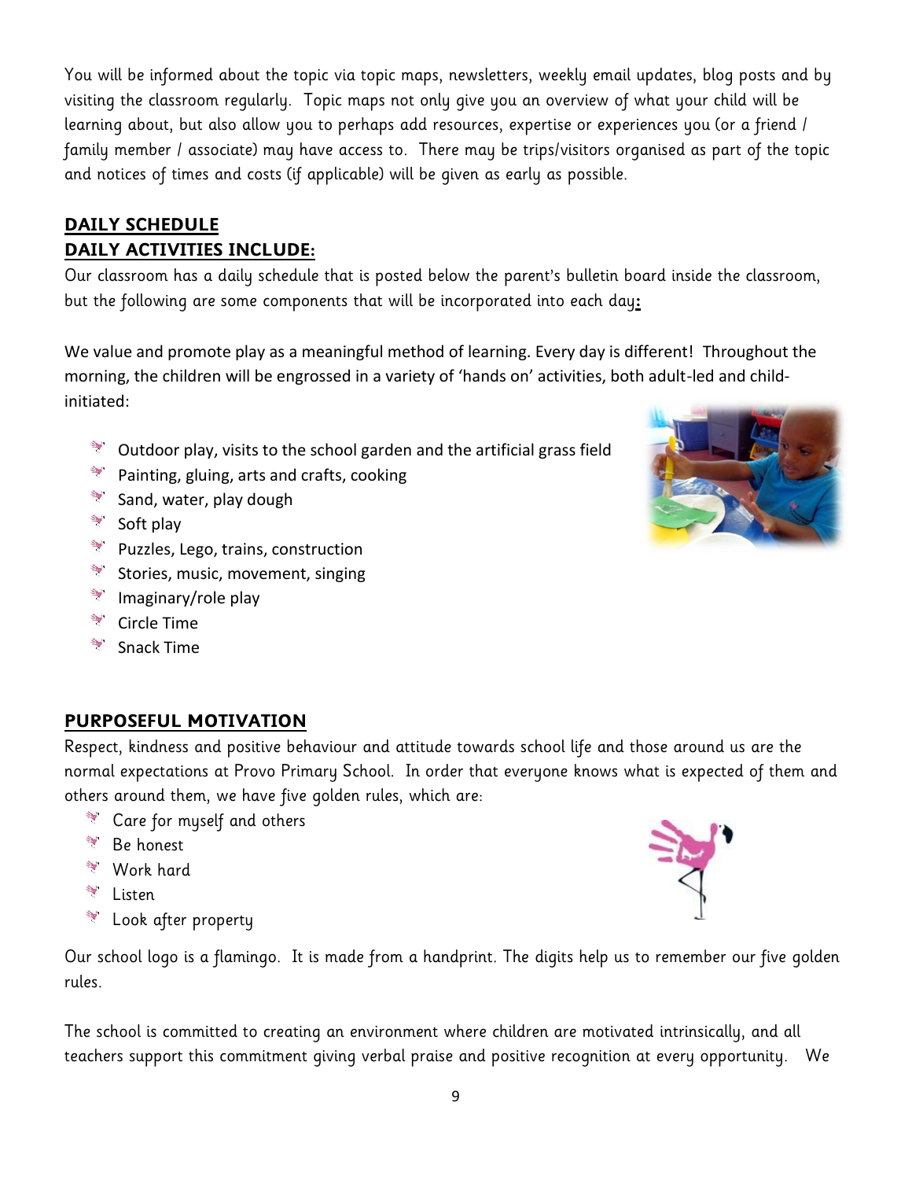You will be informed about the topic via topic maps, newsletters, weekly email updates, blog posts and by visiting the classroom regularly. Topic maps not only give you an overview of what your child will be learning about, but also allow you to perhaps add resources, expertise or experiences you (or a friend / family member / associate) may have access to. There may be trips/visitors organised as part of the topic and notices of times and costs (if applicable) will be given as early as possible.

## DAILY SCHEDULE

## DAILY ACTIVITIES INCLUDE:

Our classroom has a daily schedule that is posted below the parent's bulletin board inside the classroom, but the following are some components that will be incorporated into each day**:**

We value and promote play as a meaningful method of learning. Every day is different! Throughout the morning, the children will be engrossed in a variety of 'hands on' activities, both adult-led and child-initiated:

- Outdoor play, visits to the school garden and the artificial grass field
- Painting, gluing, arts and crafts, cooking
- Sand, water, play dough
- Soft play
- Puzzles, Lego, trains, construction
- Stories, music, movement, singing
- Imaginary/role play
- Circle Time
- Snack Time

## PURPOSEFUL MOTIVATION

Respect, kindness and positive behaviour and attitude towards school life and those around us are the normal expectations at Provo Primary School. In order that everyone knows what is expected of them and others around them, we have five golden rules, which are:

- Care for myself and others
- Be honest
- Work hard
- Listen
- Look after property

Our school logo is a flamingo. It is made from a handprint. The digits help us to remember our five golden rules.

The school is committed to creating an environment where children are motivated intrinsically, and all teachers support this commitment giving verbal praise and positive recognition at every opportunity. We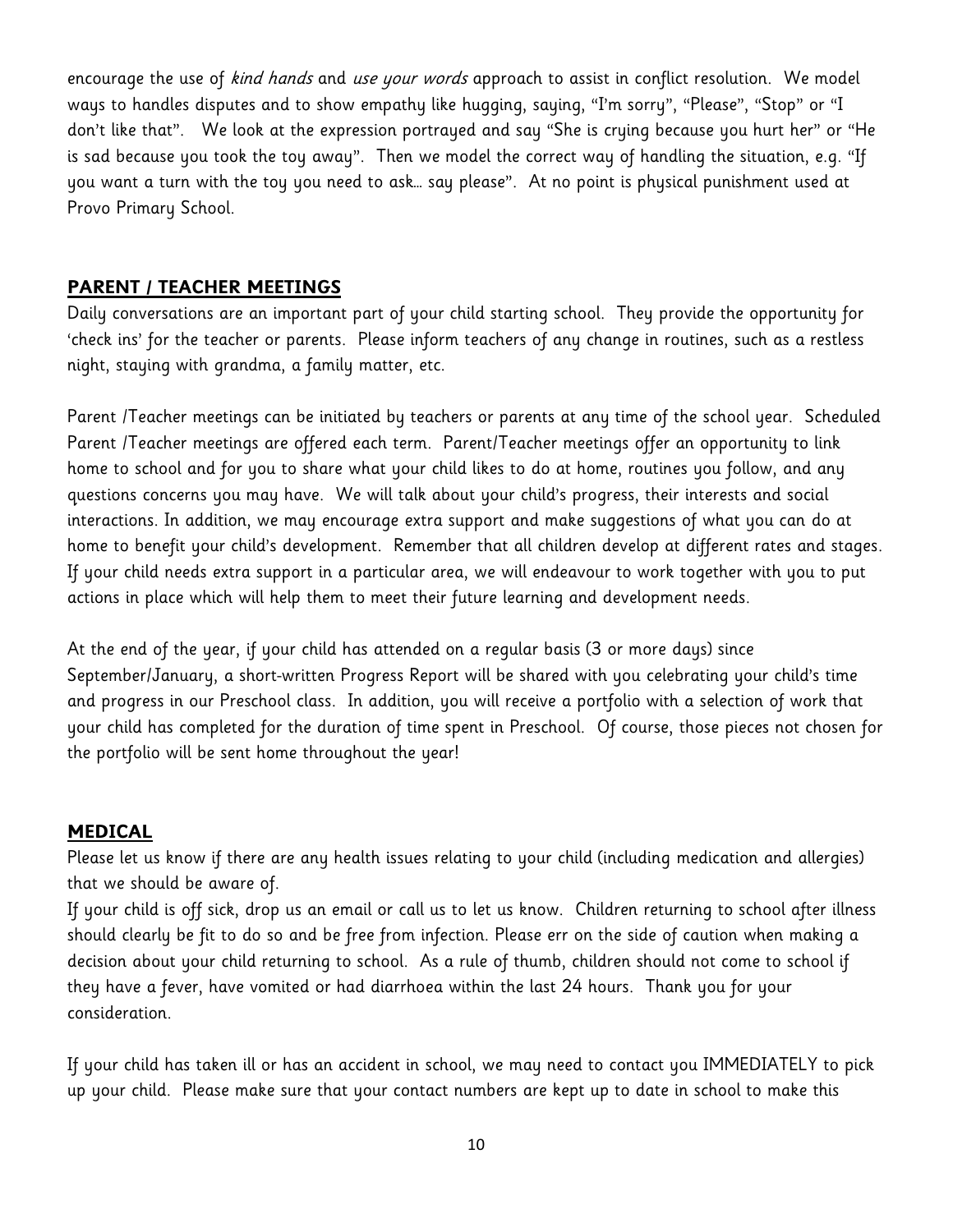encourage the use of *kind hands* and *use your words* approach to assist in conflict resolution. We model ways to handles disputes and to show empathy like hugging, saying, "I'm sorry", "Please", "Stop" or "I don't like that". We look at the expression portrayed and say "She is crying because you hurt her" or "He is sad because you took the toy away". Then we model the correct way of handling the situation, e.g. "If you want a turn with the toy you need to ask… say please". At no point is physical punishment used at Provo Primary School.

## PARENT / TEACHER MEETINGS

Daily conversations are an important part of your child starting school. They provide the opportunity for 'check ins' for the teacher or parents. Please inform teachers of any change in routines, such as a restless night, staying with grandma, a family matter, etc.

Parent /Teacher meetings can be initiated by teachers or parents at any time of the school year. Scheduled Parent /Teacher meetings are offered each term. Parent/Teacher meetings offer an opportunity to link home to school and for you to share what your child likes to do at home, routines you follow, and any questions concerns you may have. We will talk about your child's progress, their interests and social interactions. In addition, we may encourage extra support and make suggestions of what you can do at home to benefit your child's development. Remember that all children develop at different rates and stages. If your child needs extra support in a particular area, we will endeavour to work together with you to put actions in place which will help them to meet their future learning and development needs.

At the end of the year, if your child has attended on a regular basis (3 or more days) since September/January, a short-written Progress Report will be shared with you celebrating your child's time and progress in our Preschool class. In addition, you will receive a portfolio with a selection of work that your child has completed for the duration of time spent in Preschool. Of course, those pieces not chosen for the portfolio will be sent home throughout the year!

## MEDICAL

Please let us know if there are any health issues relating to your child (including medication and allergies) that we should be aware of.

If your child is off sick, drop us an email or call us to let us know. Children returning to school after illness should clearly be fit to do so and be free from infection. Please err on the side of caution when making a decision about your child returning to school. As a rule of thumb, children should not come to school if they have a fever, have vomited or had diarrhoea within the last 24 hours. Thank you for your consideration.

If your child has taken ill or has an accident in school, we may need to contact you IMMEDIATELY to pick up your child. Please make sure that your contact numbers are kept up to date in school to make this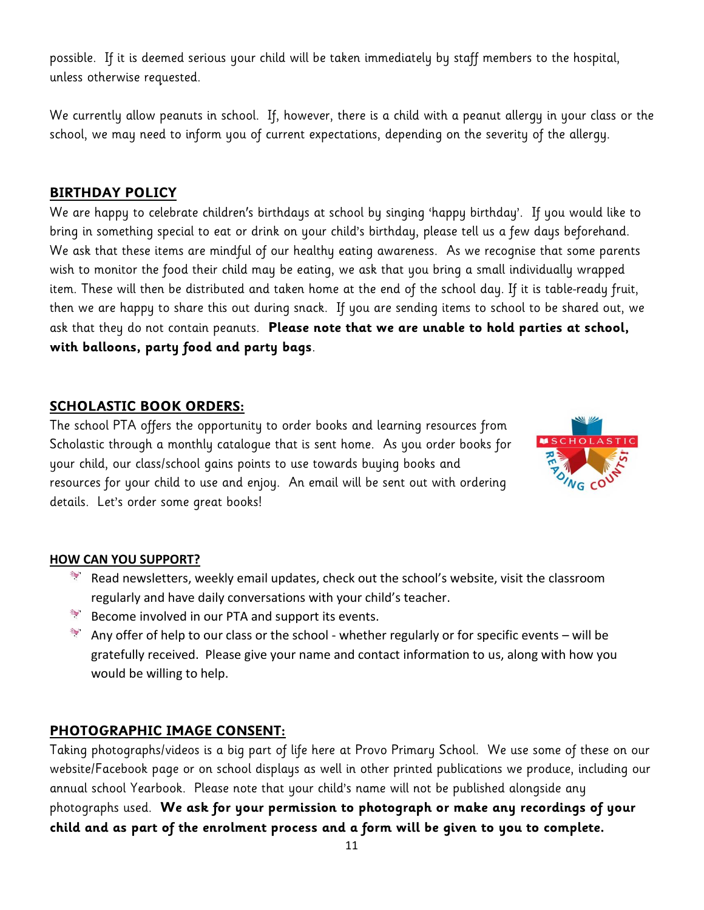possible. If it is deemed serious your child will be taken immediately by staff members to the hospital, unless otherwise requested.

We currently allow peanuts in school. If, however, there is a child with a peanut allergy in your class or the school, we may need to inform you of current expectations, depending on the severity of the allergy.

## BIRTHDAY POLICY

We are happy to celebrate children's birthdays at school by singing 'happy birthday'. If you would like to bring in something special to eat or drink on your child's birthday, please tell us a few days beforehand. We ask that these items are mindful of our healthy eating awareness. As we recognise that some parents wish to monitor the food their child may be eating, we ask that you bring a small individually wrapped item. These will then be distributed and taken home at the end of the school day. If it is table-ready fruit, then we are happy to share this out during snack. If you are sending items to school to be shared out, we ask that they do not contain peanuts. **Please note that we are unable to hold parties at school, with balloons, party food and party bags**.

## SCHOLASTIC BOOK ORDERS:

The school PTA offers the opportunity to order books and learning resources from Scholastic through a monthly catalogue that is sent home. As you order books for your child, our class/school gains points to use towards buying books and resources for your child to use and enjoy. An email will be sent out with ordering details. Let's order some great books!

### HOW CAN YOU SUPPORT?

- Read newsletters, weekly email updates, check out the school's website, visit the classroom regularly and have daily conversations with your child's teacher.
- Become involved in our PTA and support its events.
- Any offer of help to our class or the school - whether regularly or for specific events – will be gratefully received. Please give your name and contact information to us, along with how you would be willing to help.

## PHOTOGRAPHIC IMAGE CONSENT:

Taking photographs/videos is a big part of life here at Provo Primary School. We use some of these on our website/Facebook page or on school displays as well in other printed publications we produce, including our annual school Yearbook. Please note that your child's name will not be published alongside any photographs used. **We ask for your permission to photograph or make any recordings of your child and as part of the enrolment process and a form will be given to you to complete.**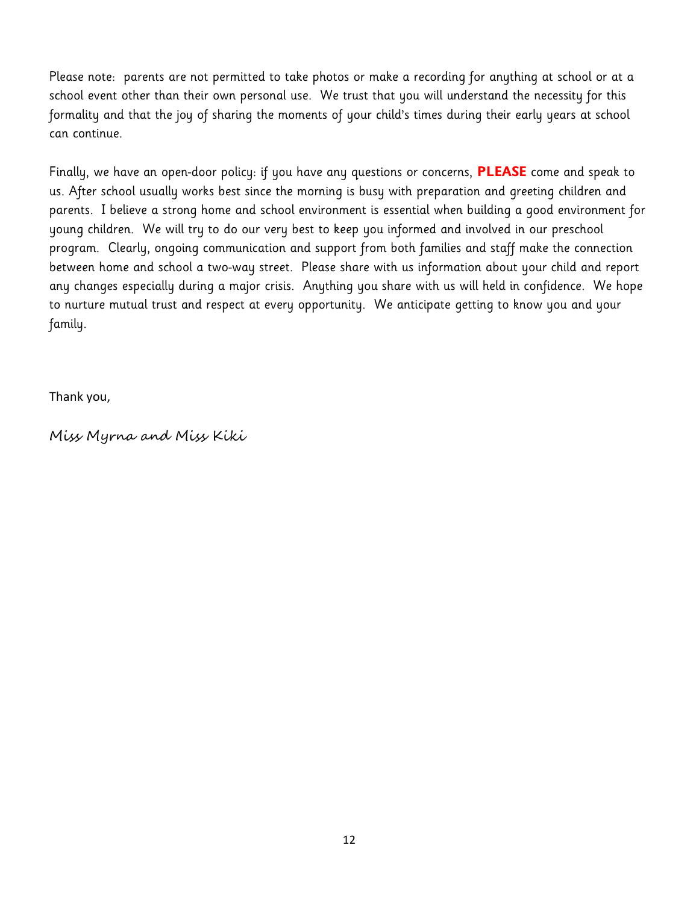Please note: parents are not permitted to take photos or make a recording for anything at school or at a school event other than their own personal use. We trust that you will understand the necessity for this formality and that the joy of sharing the moments of your child's times during their early years at school can continue.

Finally, we have an open-door policy: if you have any questions or concerns, **PLEASE** come and speak to us. After school usually works best since the morning is busy with preparation and greeting children and parents. I believe a strong home and school environment is essential when building a good environment for young children. We will try to do our very best to keep you informed and involved in our preschool program. Clearly, ongoing communication and support from both families and staff make the connection between home and school a two-way street. Please share with us information about your child and report any changes especially during a major crisis. Anything you share with us will held in confidence. We hope to nurture mutual trust and respect at every opportunity. We anticipate getting to know you and your family.

Thank you,

*Miss Myrna and Miss Kiki*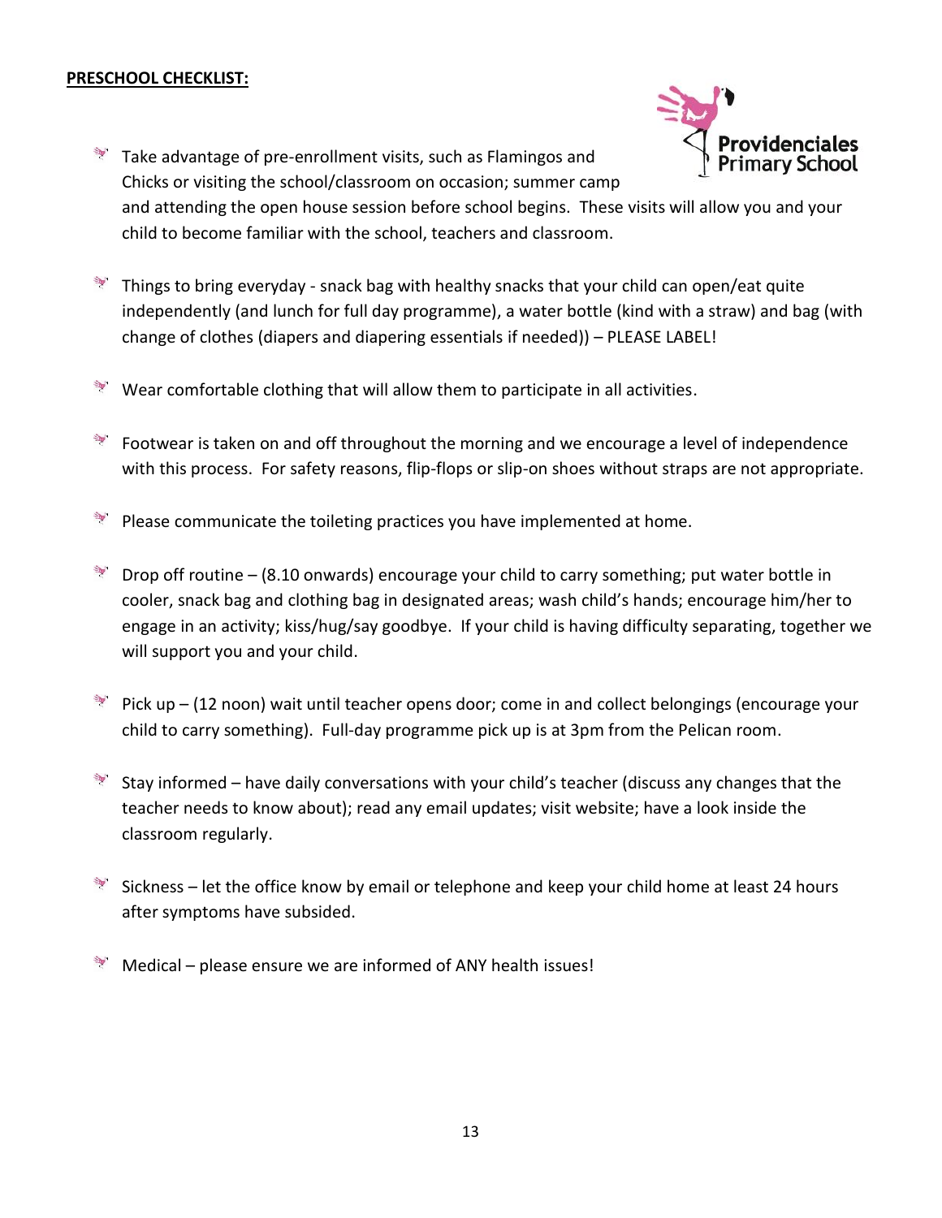**PRESCHOOL CHECKLIST:**

Providenciales Primary School

- Take advantage of pre-enrollment visits, such as Flamingos and Chicks or visiting the school/classroom on occasion; summer camp and attending the open house session before school begins. These visits will allow you and your child to become familiar with the school, teachers and classroom.

- Things to bring everyday - snack bag with healthy snacks that your child can open/eat quite independently (and lunch for full day programme), a water bottle (kind with a straw) and bag (with change of clothes (diapers and diapering essentials if needed)) – PLEASE LABEL!

- Wear comfortable clothing that will allow them to participate in all activities.

- Footwear is taken on and off throughout the morning and we encourage a level of independence with this process. For safety reasons, flip-flops or slip-on shoes without straps are not appropriate.

- Please communicate the toileting practices you have implemented at home.

- Drop off routine – (8.10 onwards) encourage your child to carry something; put water bottle in cooler, snack bag and clothing bag in designated areas; wash child's hands; encourage him/her to engage in an activity; kiss/hug/say goodbye. If your child is having difficulty separating, together we will support you and your child.

- Pick up – (12 noon) wait until teacher opens door; come in and collect belongings (encourage your child to carry something). Full-day programme pick up is at 3pm from the Pelican room.

- Stay informed – have daily conversations with your child's teacher (discuss any changes that the teacher needs to know about); read any email updates; visit website; have a look inside the classroom regularly.

- Sickness – let the office know by email or telephone and keep your child home at least 24 hours after symptoms have subsided.

- Medical – please ensure we are informed of ANY health issues!